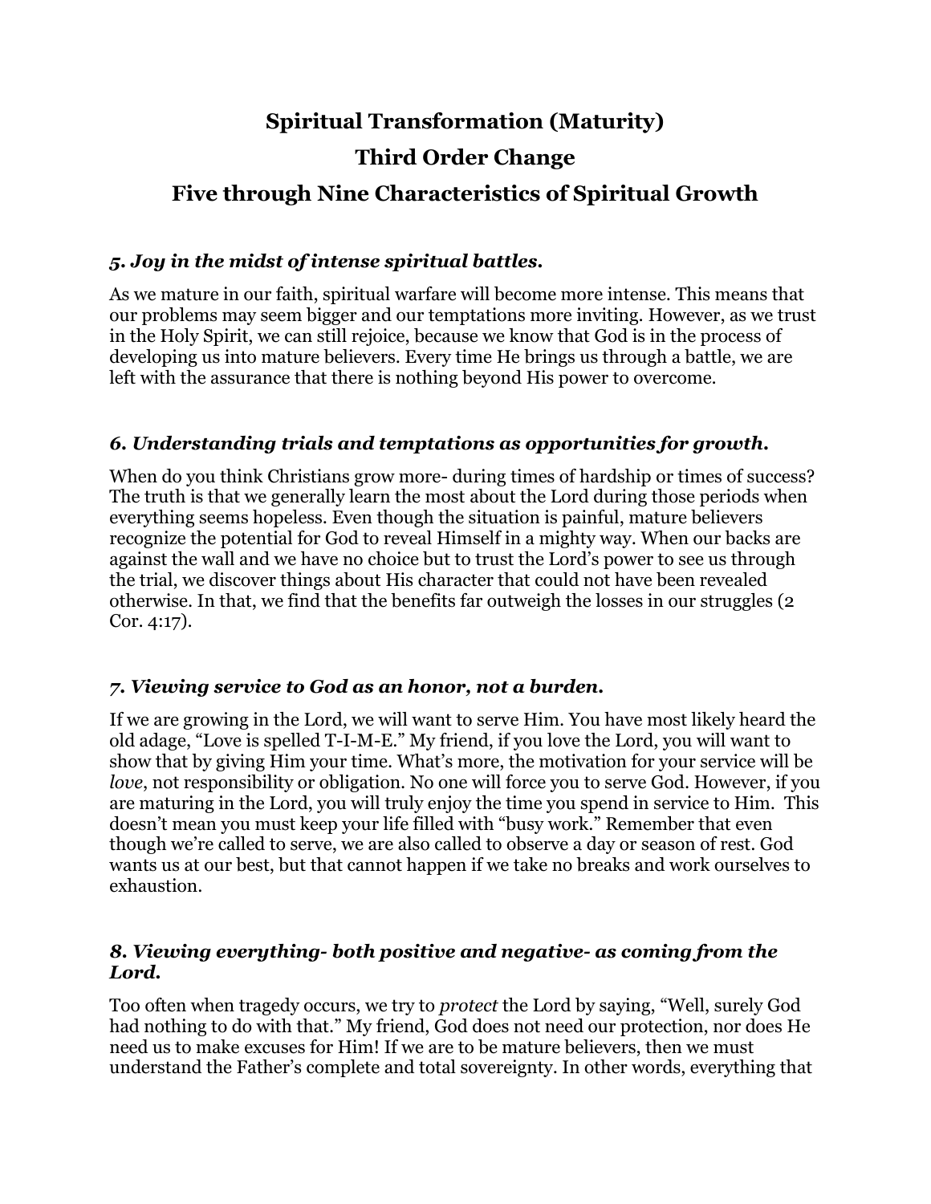# Spiritual Transformation (Maturity)

# Third Order Change

# Five through Nine Characteristics of Spiritual Growth

### *5. Joy in the midst of intense spiritual battles.*

As we mature in our faith, spiritual warfare will become more intense. This means that our problems may seem bigger and our temptations more inviting. However, as we trust in the Holy Spirit, we can still rejoice, because we know that God is in the process of developing us into mature believers. Every time He brings us through a battle, we are left with the assurance that there is nothing beyond His power to overcome.

### *6. Understanding trials and temptations as opportunities for growth.*

When do you think Christians grow more- during times of hardship or times of success? The truth is that we generally learn the most about the Lord during those periods when everything seems hopeless. Even though the situation is painful, mature believers recognize the potential for God to reveal Himself in a mighty way. When our backs are against the wall and we have no choice but to trust the Lord's power to see us through the trial, we discover things about His character that could not have been revealed otherwise. In that, we find that the benefits far outweigh the losses in our struggles (2 Cor. 4:17).

### *7. Viewing service to God as an honor, not a burden.*

If we are growing in the Lord, we will want to serve Him. You have most likely heard the old adage, "Love is spelled T-I-M-E." My friend, if you love the Lord, you will want to show that by giving Him your time. What's more, the motivation for your service will be *love*, not responsibility or obligation. No one will force you to serve God. However, if you are maturing in the Lord, you will truly enjoy the time you spend in service to Him. This doesn't mean you must keep your life filled with "busy work." Remember that even though we're called to serve, we are also called to observe a day or season of rest. God wants us at our best, but that cannot happen if we take no breaks and work ourselves to exhaustion.

### *8. Viewing everything- both positive and negative- as coming from the Lord.*

Too often when tragedy occurs, we try to *protect* the Lord by saying, "Well, surely God had nothing to do with that." My friend, God does not need our protection, nor does He need us to make excuses for Him! If we are to be mature believers, then we must understand the Father's complete and total sovereignty. In other words, everything that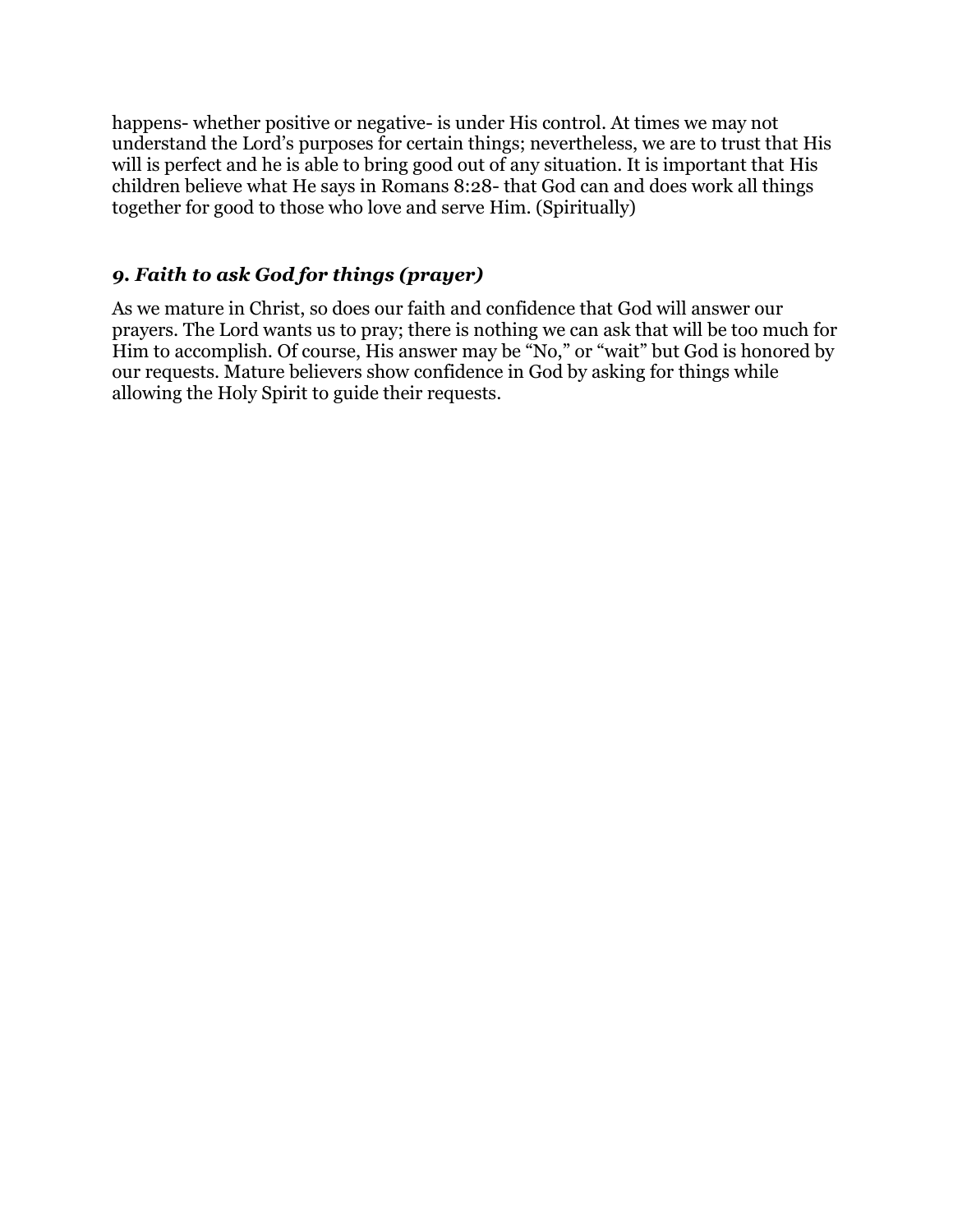happens- whether positive or negative- is under His control. At times we may not understand the Lord's purposes for certain things; nevertheless, we are to trust that His will is perfect and he is able to bring good out of any situation. It is important that His children believe what He says in Romans 8:28- that God can and does work all things together for good to those who love and serve Him. (Spiritually)

### *9. Faith to ask God for things (prayer)*

As we mature in Christ, so does our faith and confidence that God will answer our prayers. The Lord wants us to pray; there is nothing we can ask that will be too much for Him to accomplish. Of course, His answer may be "No," or "wait" but God is honored by our requests. Mature believers show confidence in God by asking for things while allowing the Holy Spirit to guide their requests.